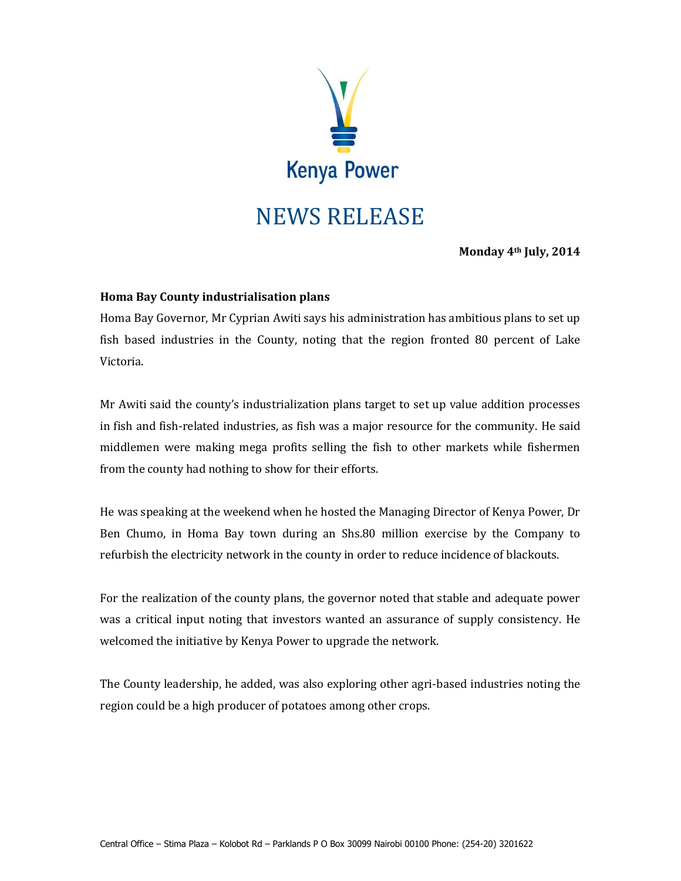Kenya Power

# NEWS RELEASE

**Monday 4th July, 2014**

**Homa Bay County industrialisation plans**

Homa Bay Governor, Mr Cyprian Awiti says his administration has ambitious plans to set up fish based industries in the County, noting that the region fronted 80 percent of Lake Victoria.

Mr Awiti said the county's industrialization plans target to set up value addition processes in fish and fish-related industries, as fish was a major resource for the community. He said middlemen were making mega profits selling the fish to other markets while fishermen from the county had nothing to show for their efforts.

He was speaking at the weekend when he hosted the Managing Director of Kenya Power, Dr Ben Chumo, in Homa Bay town during an Shs.80 million exercise by the Company to refurbish the electricity network in the county in order to reduce incidence of blackouts.

For the realization of the county plans, the governor noted that stable and adequate power was a critical input noting that investors wanted an assurance of supply consistency. He welcomed the initiative by Kenya Power to upgrade the network.

The County leadership, he added, was also exploring other agri-based industries noting the region could be a high producer of potatoes among other crops.

Central Office – Stima Plaza – Kolobot Rd – Parklands P O Box 30099 Nairobi 00100 Phone: (254-20) 3201622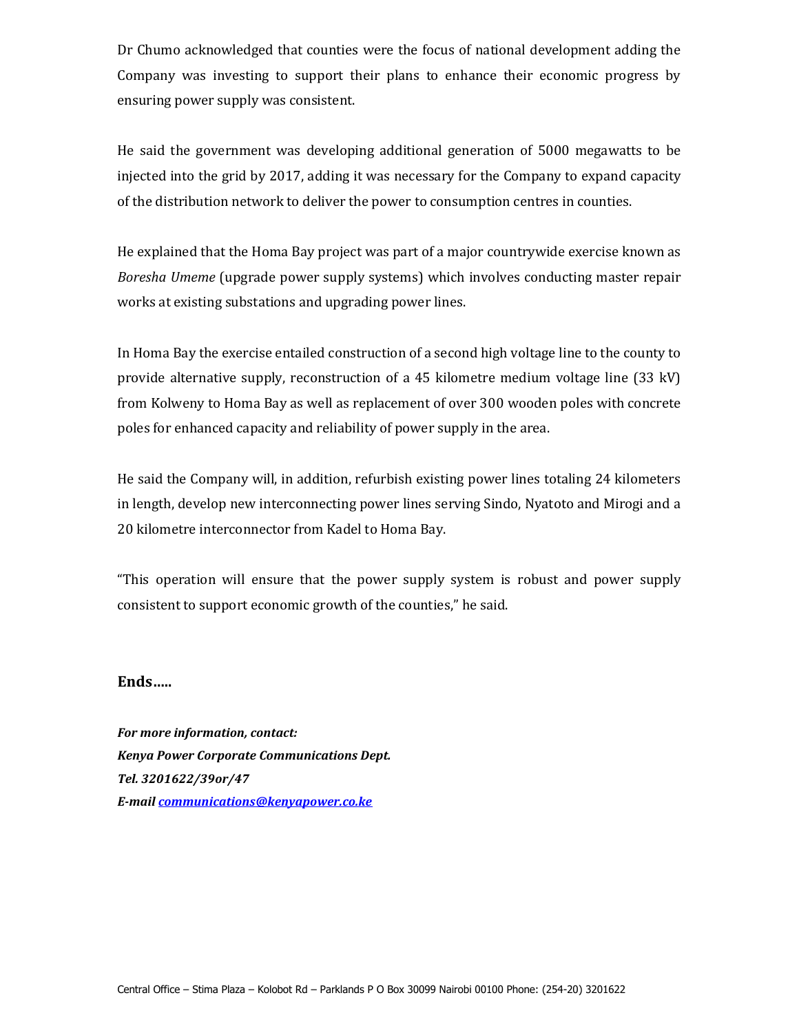Dr Chumo acknowledged that counties were the focus of national development adding the Company was investing to support their plans to enhance their economic progress by ensuring power supply was consistent.

He said the government was developing additional generation of 5000 megawatts to be injected into the grid by 2017, adding it was necessary for the Company to expand capacity of the distribution network to deliver the power to consumption centres in counties.

He explained that the Homa Bay project was part of a major countrywide exercise known as *Boresha Umeme* (upgrade power supply systems) which involves conducting master repair works at existing substations and upgrading power lines.

In Homa Bay the exercise entailed construction of a second high voltage line to the county to provide alternative supply, reconstruction of a 45 kilometre medium voltage line (33 kV) from Kolweny to Homa Bay as well as replacement of over 300 wooden poles with concrete poles for enhanced capacity and reliability of power supply in the area.

He said the Company will, in addition, refurbish existing power lines totaling 24 kilometers in length, develop new interconnecting power lines serving Sindo, Nyatoto and Mirogi and a 20 kilometre interconnector from Kadel to Homa Bay.

“This operation will ensure that the power supply system is robust and power supply consistent to support economic growth of the counties,” he said.

**Ends…..**

***For more information, contact:***
***Kenya Power Corporate Communications Dept.***
***Tel. 3201622/39or/47***
***E-mail communications@kenyapower.co.ke***

Central Office – Stima Plaza – Kolobot Rd – Parklands P O Box 30099 Nairobi 00100 Phone: (254-20) 3201622